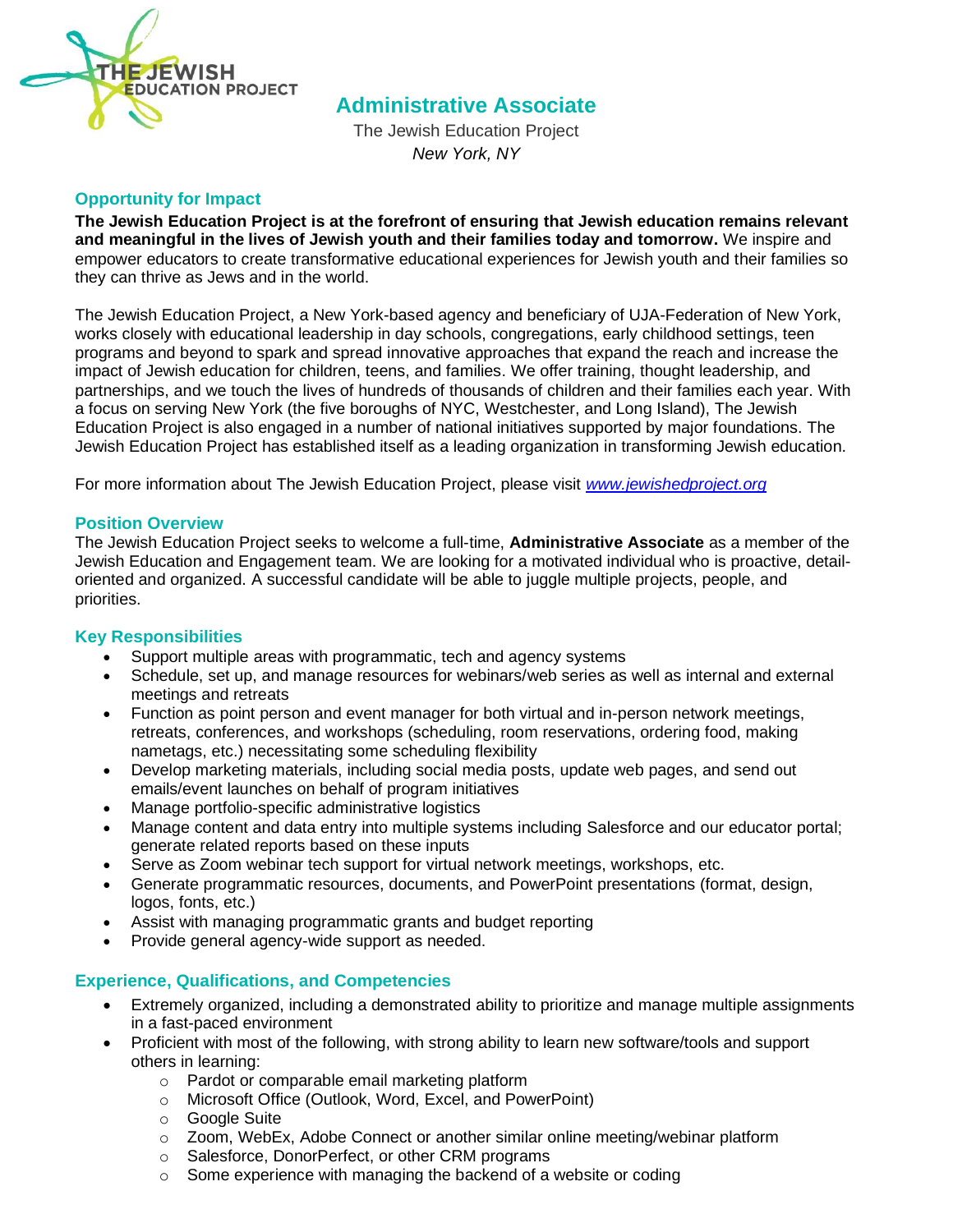# Administrative Associate

The Jewish Education Project

*New York, NY*

## Opportunity for Impact

**The Jewish Education Project is at the forefront of ensuring that Jewish education remains relevant and meaningful in the lives of Jewish youth and their families today and tomorrow.** We inspire and empower educators to create transformative educational experiences for Jewish youth and their families so they can thrive as Jews and in the world.

The Jewish Education Project, a New York-based agency and beneficiary of UJA-Federation of New York, works closely with educational leadership in day schools, congregations, early childhood settings, teen programs and beyond to spark and spread innovative approaches that expand the reach and increase the impact of Jewish education for children, teens, and families. We offer training, thought leadership, and partnerships, and we touch the lives of hundreds of thousands of children and their families each year. With a focus on serving New York (the five boroughs of NYC, Westchester, and Long Island), The Jewish Education Project is also engaged in a number of national initiatives supported by major foundations. The Jewish Education Project has established itself as a leading organization in transforming Jewish education.

For more information about The Jewish Education Project, please visit *www.jewishedproject.org*

## Position Overview

The Jewish Education Project seeks to welcome a full-time, **Administrative Associate** as a member of the Jewish Education and Engagement team. We are looking for a motivated individual who is proactive, detail-oriented and organized. A successful candidate will be able to juggle multiple projects, people, and priorities.

## Key Responsibilities

- Support multiple areas with programmatic, tech and agency systems
- Schedule, set up, and manage resources for webinars/web series as well as internal and external meetings and retreats
- Function as point person and event manager for both virtual and in-person network meetings, retreats, conferences, and workshops (scheduling, room reservations, ordering food, making nametags, etc.) necessitating some scheduling flexibility
- Develop marketing materials, including social media posts, update web pages, and send out emails/event launches on behalf of program initiatives
- Manage portfolio-specific administrative logistics
- Manage content and data entry into multiple systems including Salesforce and our educator portal; generate related reports based on these inputs
- Serve as Zoom webinar tech support for virtual network meetings, workshops, etc.
- Generate programmatic resources, documents, and PowerPoint presentations (format, design, logos, fonts, etc.)
- Assist with managing programmatic grants and budget reporting
- Provide general agency-wide support as needed.

## Experience, Qualifications, and Competencies

- Extremely organized, including a demonstrated ability to prioritize and manage multiple assignments in a fast-paced environment
- Proficient with most of the following, with strong ability to learn new software/tools and support others in learning:
  - Pardot or comparable email marketing platform
  - Microsoft Office (Outlook, Word, Excel, and PowerPoint)
  - Google Suite
  - Zoom, WebEx, Adobe Connect or another similar online meeting/webinar platform
  - Salesforce, DonorPerfect, or other CRM programs
  - Some experience with managing the backend of a website or coding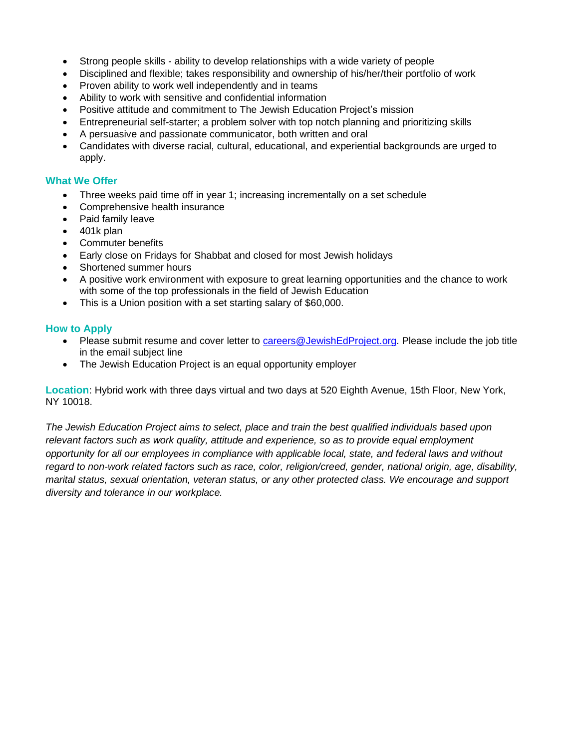- Strong people skills - ability to develop relationships with a wide variety of people
- Disciplined and flexible; takes responsibility and ownership of his/her/their portfolio of work
- Proven ability to work well independently and in teams
- Ability to work with sensitive and confidential information
- Positive attitude and commitment to The Jewish Education Project's mission
- Entrepreneurial self-starter; a problem solver with top notch planning and prioritizing skills
- A persuasive and passionate communicator, both written and oral
- Candidates with diverse racial, cultural, educational, and experiential backgrounds are urged to apply.

### What We Offer

- Three weeks paid time off in year 1; increasing incrementally on a set schedule
- Comprehensive health insurance
- Paid family leave
- 401k plan
- Commuter benefits
- Early close on Fridays for Shabbat and closed for most Jewish holidays
- Shortened summer hours
- A positive work environment with exposure to great learning opportunities and the chance to work with some of the top professionals in the field of Jewish Education
- This is a Union position with a set starting salary of $60,000.

### How to Apply

- Please submit resume and cover letter to careers@JewishEdProject.org. Please include the job title in the email subject line
- The Jewish Education Project is an equal opportunity employer

**Location**: Hybrid work with three days virtual and two days at 520 Eighth Avenue, 15th Floor, New York, NY 10018.

*The Jewish Education Project aims to select, place and train the best qualified individuals based upon relevant factors such as work quality, attitude and experience, so as to provide equal employment opportunity for all our employees in compliance with applicable local, state, and federal laws and without regard to non-work related factors such as race, color, religion/creed, gender, national origin, age, disability, marital status, sexual orientation, veteran status, or any other protected class. We encourage and support diversity and tolerance in our workplace.*